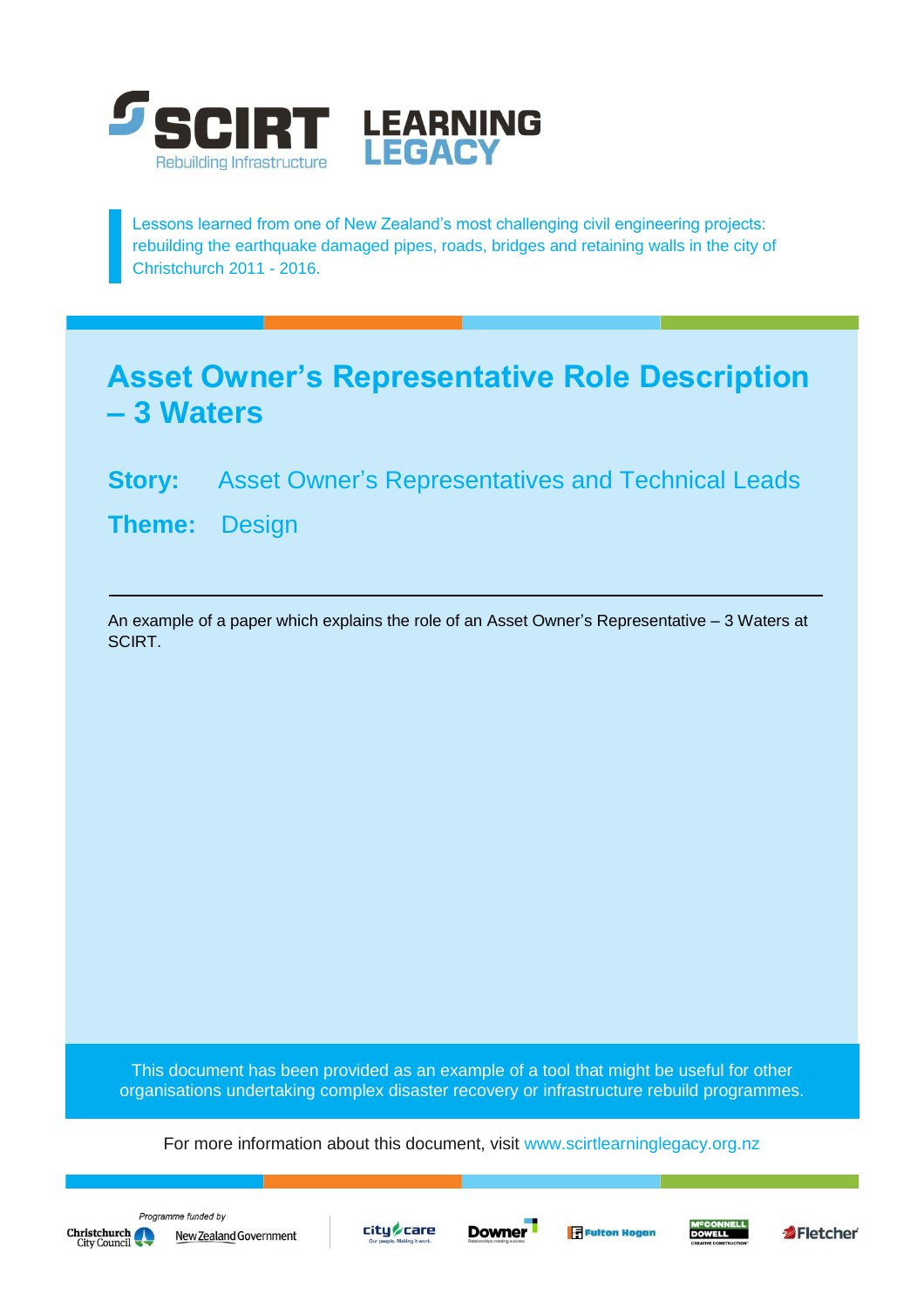SCIRT Rebuilding Infrastructure — LEARNING LEGACY

Lessons learned from one of New Zealand's most challenging civil engineering projects: rebuilding the earthquake damaged pipes, roads, bridges and retaining walls in the city of Christchurch 2011 - 2016.

# Asset Owner's Representative Role Description – 3 Waters

**Story:** Asset Owner's Representatives and Technical Leads

**Theme:** Design

---

An example of a paper which explains the role of an Asset Owner's Representative – 3 Waters at SCIRT.

This document has been provided as an example of a tool that might be useful for other organisations undertaking complex disaster recovery or infrastructure rebuild programmes.

For more information about this document, visit www.scirtlearninglegacy.org.nz

*Programme funded by* Christchurch City Council, New Zealand Government

City Care, Downer, Fulton Hogan, McConnell Dowell, Fletcher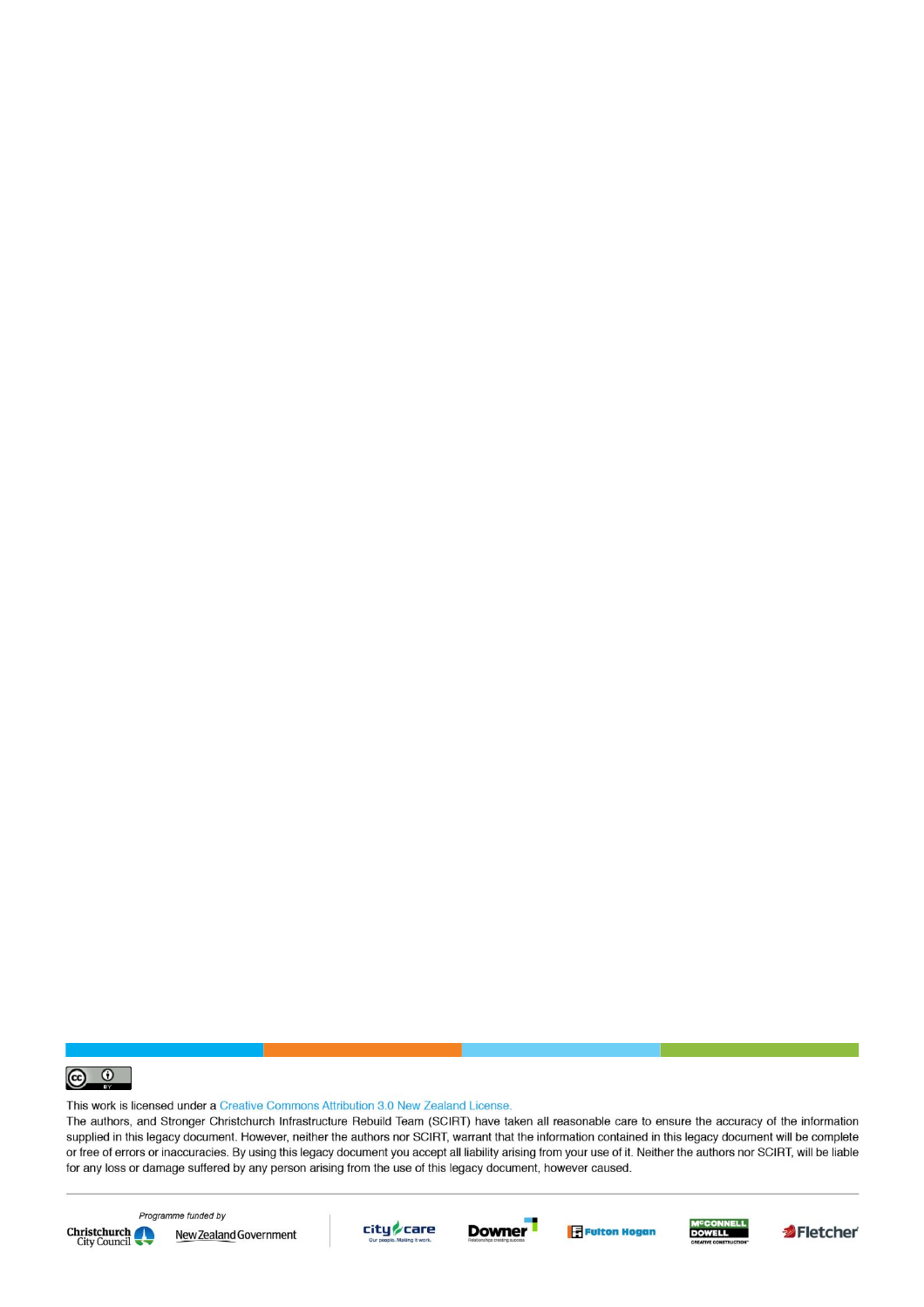This work is licensed under a Creative Commons Attribution 3.0 New Zealand License.

The authors, and Stronger Christchurch Infrastructure Rebuild Team (SCIRT) have taken all reasonable care to ensure the accuracy of the information supplied in this legacy document. However, neither the authors nor SCIRT, warrant that the information contained in this legacy document will be complete or free of errors or inaccuracies. By using this legacy document you accept all liability arising from your use of it. Neither the authors nor SCIRT, will be liable for any loss or damage suffered by any person arising from the use of this legacy document, however caused.

*Programme funded by*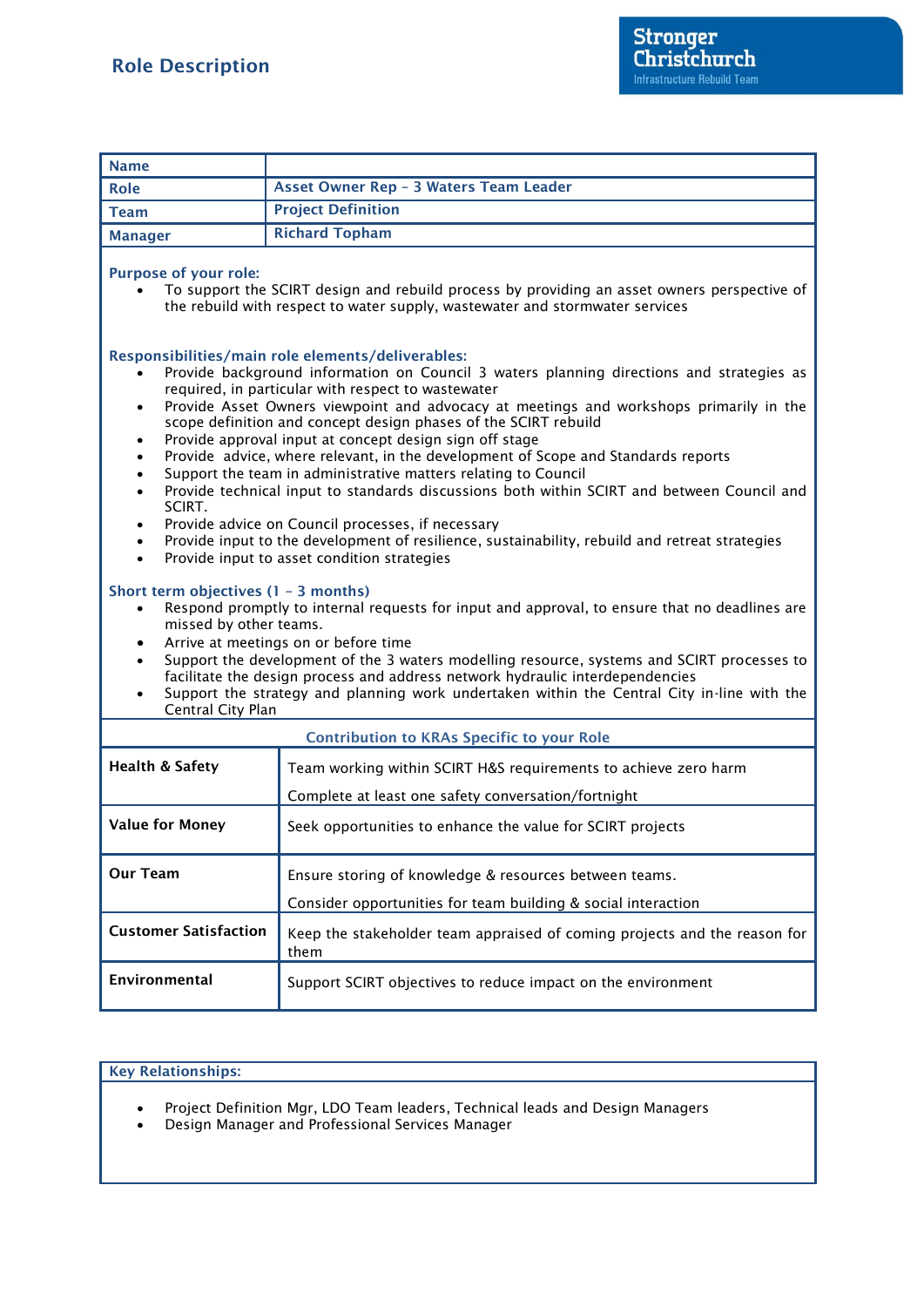## Role Description

**Stronger Christchurch**
Infrastructure Rebuild Team

| **Name** | |
|---|---|
| **Role** | **Asset Owner Rep – 3 Waters Team Leader** |
| **Team** | **Project Definition** |
| **Manager** | **Richard Topham** |

**Purpose of your role:**

- To support the SCIRT design and rebuild process by providing an asset owners perspective of the rebuild with respect to water supply, wastewater and stormwater services

**Responsibilities/main role elements/deliverables:**

- Provide background information on Council 3 waters planning directions and strategies as required, in particular with respect to wastewater
- Provide Asset Owners viewpoint and advocacy at meetings and workshops primarily in the scope definition and concept design phases of the SCIRT rebuild
- Provide approval input at concept design sign off stage
- Provide advice, where relevant, in the development of Scope and Standards reports
- Support the team in administrative matters relating to Council
- Provide technical input to standards discussions both within SCIRT and between Council and SCIRT.
- Provide advice on Council processes, if necessary
- Provide input to the development of resilience, sustainability, rebuild and retreat strategies
- Provide input to asset condition strategies

**Short term objectives (1 – 3 months)**

- Respond promptly to internal requests for input and approval, to ensure that no deadlines are missed by other teams.
- Arrive at meetings on or before time
- Support the development of the 3 waters modelling resource, systems and SCIRT processes to facilitate the design process and address network hydraulic interdependencies
- Support the strategy and planning work undertaken within the Central City in-line with the Central City Plan

| **Contribution to KRAs Specific to your Role** | |
|---|---|
| **Health & Safety** | Team working within SCIRT H&S requirements to achieve zero harm<br><br>Complete at least one safety conversation/fortnight |
| **Value for Money** | Seek opportunities to enhance the value for SCIRT projects |
| **Our Team** | Ensure storing of knowledge & resources between teams.<br><br>Consider opportunities for team building & social interaction |
| **Customer Satisfaction** | Keep the stakeholder team appraised of coming projects and the reason for them |
| **Environmental** | Support SCIRT objectives to reduce impact on the environment |

**Key Relationships:**

- Project Definition Mgr, LDO Team leaders, Technical leads and Design Managers
- Design Manager and Professional Services Manager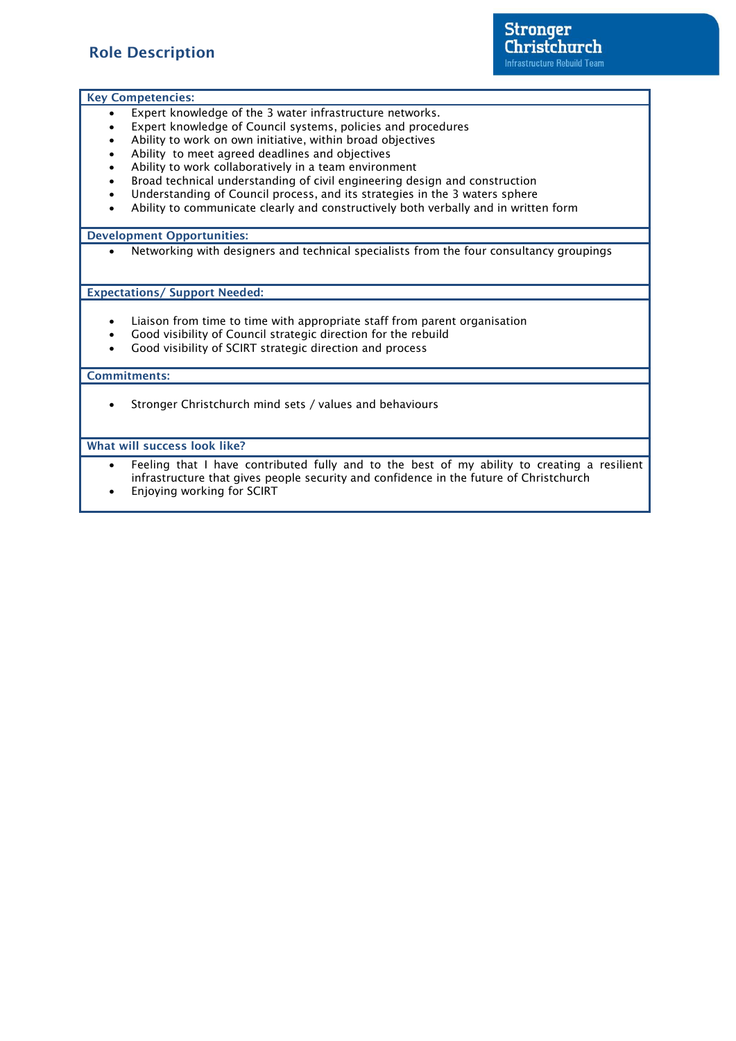## Role Description

**Key Competencies:**

- Expert knowledge of the 3 water infrastructure networks.
- Expert knowledge of Council systems, policies and procedures
- Ability to work on own initiative, within broad objectives
- Ability to meet agreed deadlines and objectives
- Ability to work collaboratively in a team environment
- Broad technical understanding of civil engineering design and construction
- Understanding of Council process, and its strategies in the 3 waters sphere
- Ability to communicate clearly and constructively both verbally and in written form

**Development Opportunities:**

- Networking with designers and technical specialists from the four consultancy groupings

**Expectations/ Support Needed:**

- Liaison from time to time with appropriate staff from parent organisation
- Good visibility of Council strategic direction for the rebuild
- Good visibility of SCIRT strategic direction and process

**Commitments:**

- Stronger Christchurch mind sets / values and behaviours

**What will success look like?**

- Feeling that I have contributed fully and to the best of my ability to creating a resilient infrastructure that gives people security and confidence in the future of Christchurch
- Enjoying working for SCIRT